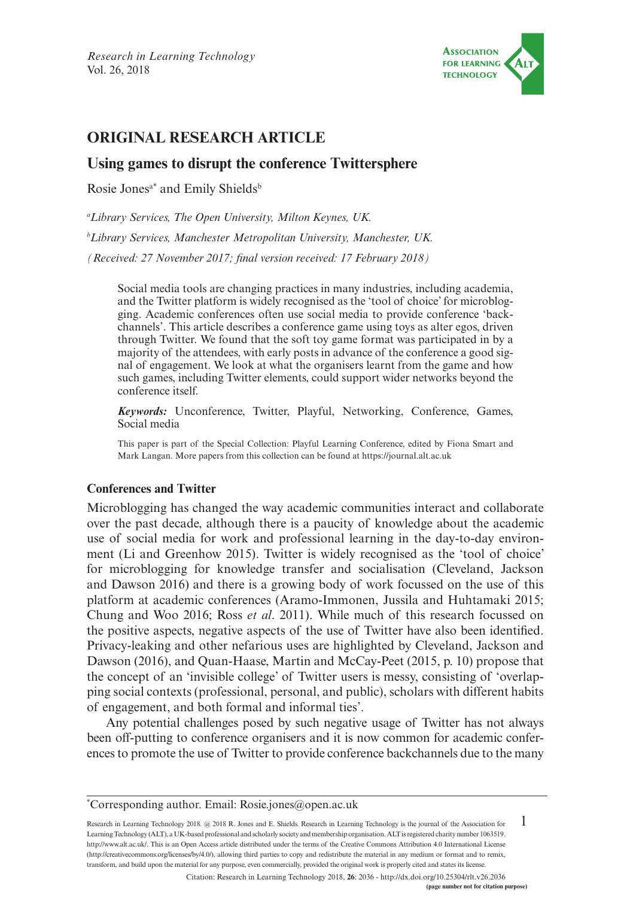*Research in Learning Technology*
Vol. 26, 2018

# ORIGINAL RESEARCH ARTICLE

## Using games to disrupt the conference Twittersphere

Rosie Jones[a*] and Emily Shields[b]

[a]*Library Services, The Open University, Milton Keynes, UK.*

[b]*Library Services, Manchester Metropolitan University, Manchester, UK.*

*(Received: 27 November 2017; final version received: 17 February 2018)*

> Social media tools are changing practices in many industries, including academia, and the Twitter platform is widely recognised as the 'tool of choice' for microblogging. Academic conferences often use social media to provide conference 'backchannels'. This article describes a conference game using toys as alter egos, driven through Twitter. We found that the soft toy game format was participated in by a majority of the attendees, with early posts in advance of the conference a good signal of engagement. We look at what the organisers learnt from the game and how such games, including Twitter elements, could support wider networks beyond the conference itself.
>
> ***Keywords:*** Unconference, Twitter, Playful, Networking, Conference, Games, Social media
>
> This paper is part of the Special Collection: Playful Learning Conference, edited by Fiona Smart and Mark Langan. More papers from this collection can be found at https://journal.alt.ac.uk

### Conferences and Twitter

Microblogging has changed the way academic communities interact and collaborate over the past decade, although there is a paucity of knowledge about the academic use of social media for work and professional learning in the day-to-day environment (Li and Greenhow 2015). Twitter is widely recognised as the 'tool of choice' for microblogging for knowledge transfer and socialisation (Cleveland, Jackson and Dawson 2016) and there is a growing body of work focussed on the use of this platform at academic conferences (Aramo-Immonen, Jussila and Huhtamaki 2015; Chung and Woo 2016; Ross *et al*. 2011). While much of this research focussed on the positive aspects, negative aspects of the use of Twitter have also been identified. Privacy-leaking and other nefarious uses are highlighted by Cleveland, Jackson and Dawson (2016), and Quan-Haase, Martin and McCay-Peet (2015, p. 10) propose that the concept of an 'invisible college' of Twitter users is messy, consisting of 'overlapping social contexts (professional, personal, and public), scholars with different habits of engagement, and both formal and informal ties'.

Any potential challenges posed by such negative usage of Twitter has not always been off-putting to conference organisers and it is now common for academic conferences to promote the use of Twitter to provide conference backchannels due to the many

*Corresponding author. Email: Rosie.jones@open.ac.uk

Research in Learning Technology 2018. @ 2018 R. Jones and E. Shields. Research in Learning Technology is the journal of the Association for Learning Technology (ALT), a UK-based professional and scholarly society and membership organisation. ALT is registered charity number 1063519. http://www.alt.ac.uk/. This is an Open Access article distributed under the terms of the Creative Commons Attribution 4.0 International License (http://creativecommons.org/licenses/by/4.0/), allowing third parties to copy and redistribute the material in any medium or format and to remix, transform, and build upon the material for any purpose, even commercially, provided the original work is properly cited and states its license.

Citation: Research in Learning Technology 2018, **26**: 2036 - http://dx.doi.org/10.25304/rlt.v26.2036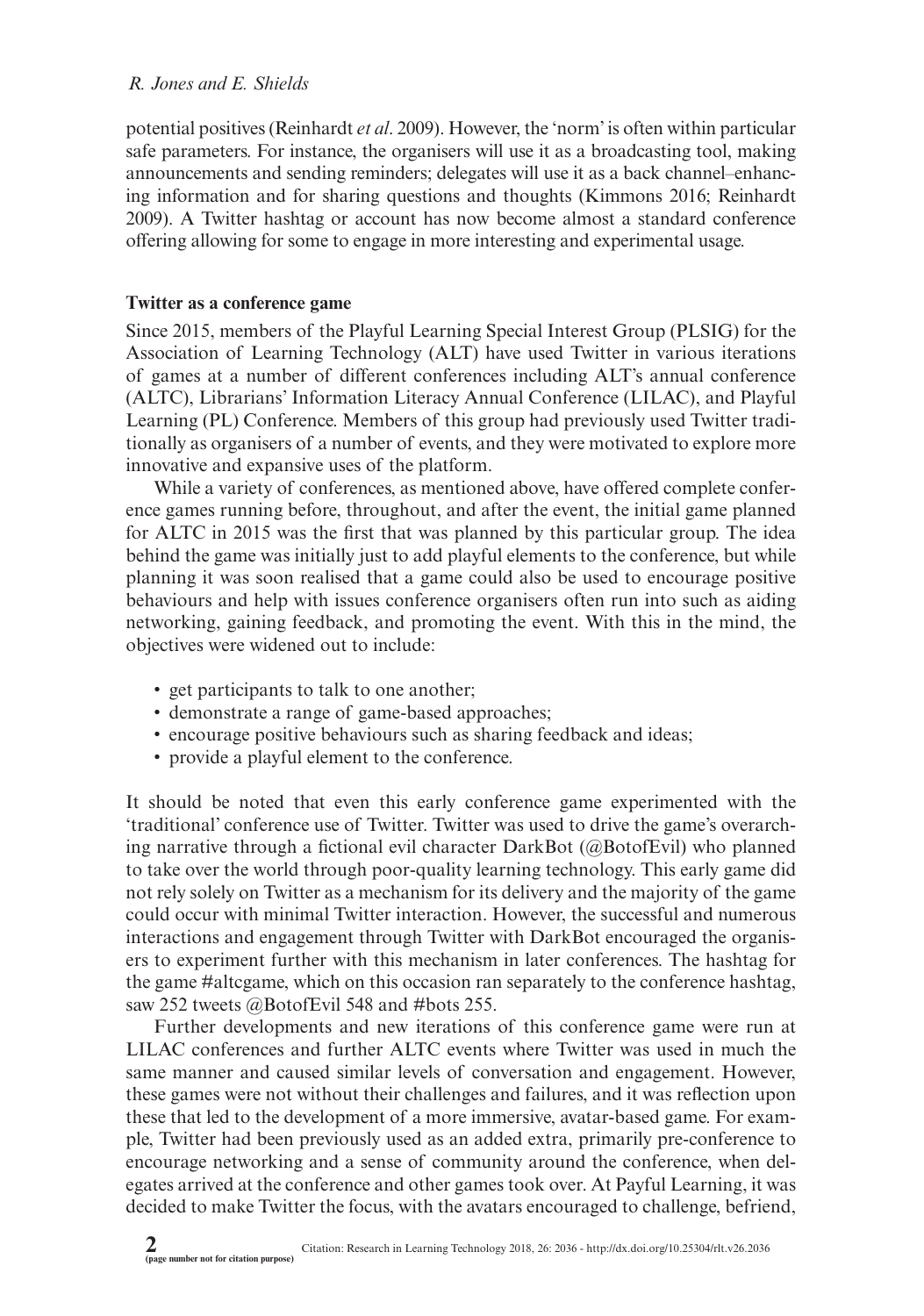potential positives (Reinhardt *et al*. 2009). However, the 'norm' is often within particular safe parameters. For instance, the organisers will use it as a broadcasting tool, making announcements and sending reminders; delegates will use it as a back channel–enhancing information and for sharing questions and thoughts (Kimmons 2016; Reinhardt 2009). A Twitter hashtag or account has now become almost a standard conference offering allowing for some to engage in more interesting and experimental usage.

**Twitter as a conference game**

Since 2015, members of the Playful Learning Special Interest Group (PLSIG) for the Association of Learning Technology (ALT) have used Twitter in various iterations of games at a number of different conferences including ALT's annual conference (ALTC), Librarians' Information Literacy Annual Conference (LILAC), and Playful Learning (PL) Conference. Members of this group had previously used Twitter traditionally as organisers of a number of events, and they were motivated to explore more innovative and expansive uses of the platform.

While a variety of conferences, as mentioned above, have offered complete conference games running before, throughout, and after the event, the initial game planned for ALTC in 2015 was the first that was planned by this particular group. The idea behind the game was initially just to add playful elements to the conference, but while planning it was soon realised that a game could also be used to encourage positive behaviours and help with issues conference organisers often run into such as aiding networking, gaining feedback, and promoting the event. With this in the mind, the objectives were widened out to include:

- get participants to talk to one another;
- demonstrate a range of game-based approaches;
- encourage positive behaviours such as sharing feedback and ideas;
- provide a playful element to the conference.

It should be noted that even this early conference game experimented with the 'traditional' conference use of Twitter. Twitter was used to drive the game's overarching narrative through a fictional evil character DarkBot (@BotofEvil) who planned to take over the world through poor-quality learning technology. This early game did not rely solely on Twitter as a mechanism for its delivery and the majority of the game could occur with minimal Twitter interaction. However, the successful and numerous interactions and engagement through Twitter with DarkBot encouraged the organisers to experiment further with this mechanism in later conferences. The hashtag for the game #altcgame, which on this occasion ran separately to the conference hashtag, saw 252 tweets @BotofEvil 548 and #bots 255.

Further developments and new iterations of this conference game were run at LILAC conferences and further ALTC events where Twitter was used in much the same manner and caused similar levels of conversation and engagement. However, these games were not without their challenges and failures, and it was reflection upon these that led to the development of a more immersive, avatar-based game. For example, Twitter had been previously used as an added extra, primarily pre-conference to encourage networking and a sense of community around the conference, when delegates arrived at the conference and other games took over. At Payful Learning, it was decided to make Twitter the focus, with the avatars encouraged to challenge, befriend,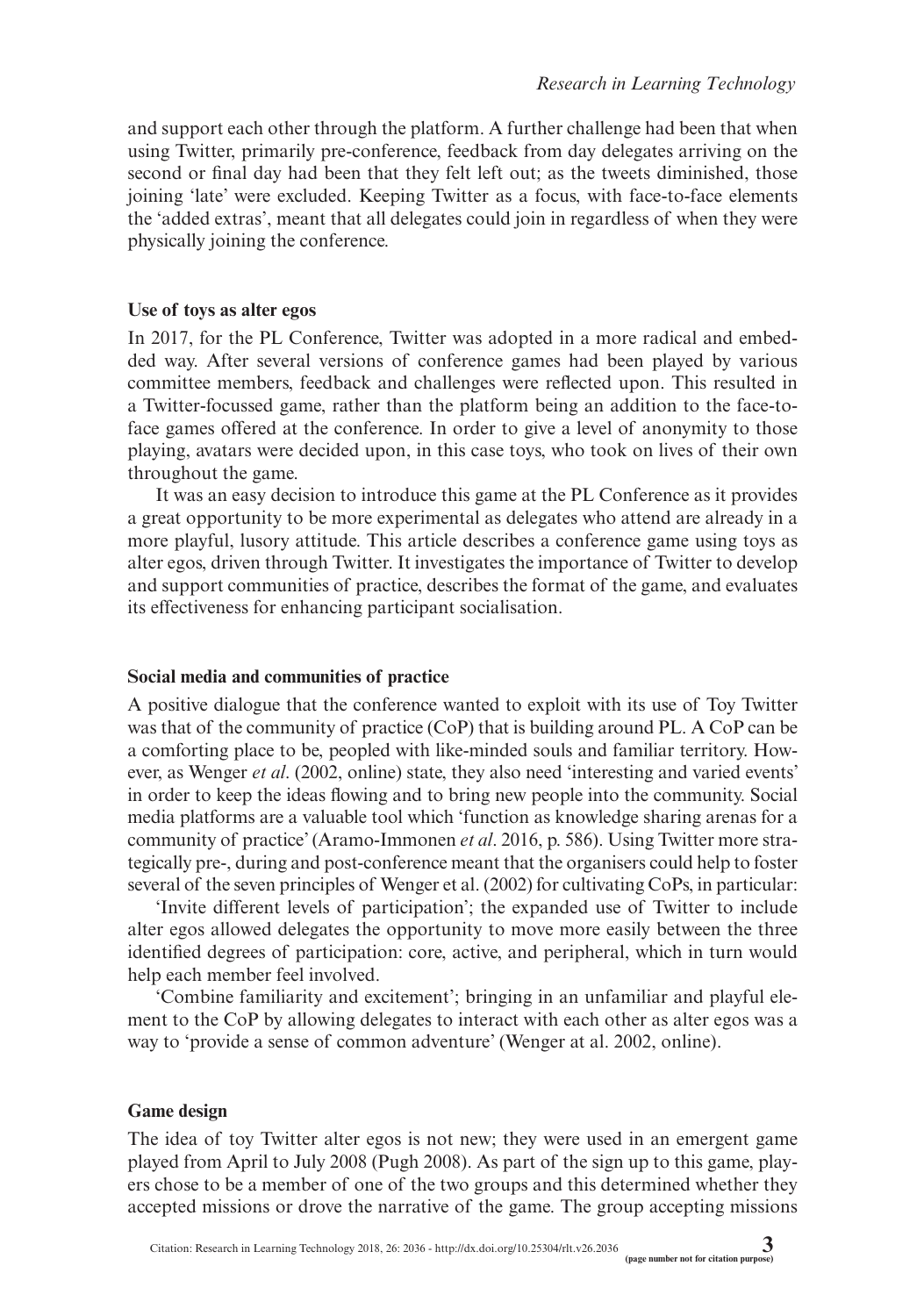and support each other through the platform. A further challenge had been that when using Twitter, primarily pre-conference, feedback from day delegates arriving on the second or final day had been that they felt left out; as the tweets diminished, those joining 'late' were excluded. Keeping Twitter as a focus, with face-to-face elements the 'added extras', meant that all delegates could join in regardless of when they were physically joining the conference.

### Use of toys as alter egos

In 2017, for the PL Conference, Twitter was adopted in a more radical and embedded way. After several versions of conference games had been played by various committee members, feedback and challenges were reflected upon. This resulted in a Twitter-focussed game, rather than the platform being an addition to the face-to-face games offered at the conference. In order to give a level of anonymity to those playing, avatars were decided upon, in this case toys, who took on lives of their own throughout the game.

It was an easy decision to introduce this game at the PL Conference as it provides a great opportunity to be more experimental as delegates who attend are already in a more playful, lusory attitude. This article describes a conference game using toys as alter egos, driven through Twitter. It investigates the importance of Twitter to develop and support communities of practice, describes the format of the game, and evaluates its effectiveness for enhancing participant socialisation.

### Social media and communities of practice

A positive dialogue that the conference wanted to exploit with its use of Toy Twitter was that of the community of practice (CoP) that is building around PL. A CoP can be a comforting place to be, peopled with like-minded souls and familiar territory. However, as Wenger *et al*. (2002, online) state, they also need 'interesting and varied events' in order to keep the ideas flowing and to bring new people into the community. Social media platforms are a valuable tool which 'function as knowledge sharing arenas for a community of practice' (Aramo-Immonen *et al*. 2016, p. 586). Using Twitter more strategically pre-, during and post-conference meant that the organisers could help to foster several of the seven principles of Wenger et al. (2002) for cultivating CoPs, in particular:

'Invite different levels of participation'; the expanded use of Twitter to include alter egos allowed delegates the opportunity to move more easily between the three identified degrees of participation: core, active, and peripheral, which in turn would help each member feel involved.

'Combine familiarity and excitement'; bringing in an unfamiliar and playful element to the CoP by allowing delegates to interact with each other as alter egos was a way to 'provide a sense of common adventure' (Wenger at al. 2002, online).

### Game design

The idea of toy Twitter alter egos is not new; they were used in an emergent game played from April to July 2008 (Pugh 2008). As part of the sign up to this game, players chose to be a member of one of the two groups and this determined whether they accepted missions or drove the narrative of the game. The group accepting missions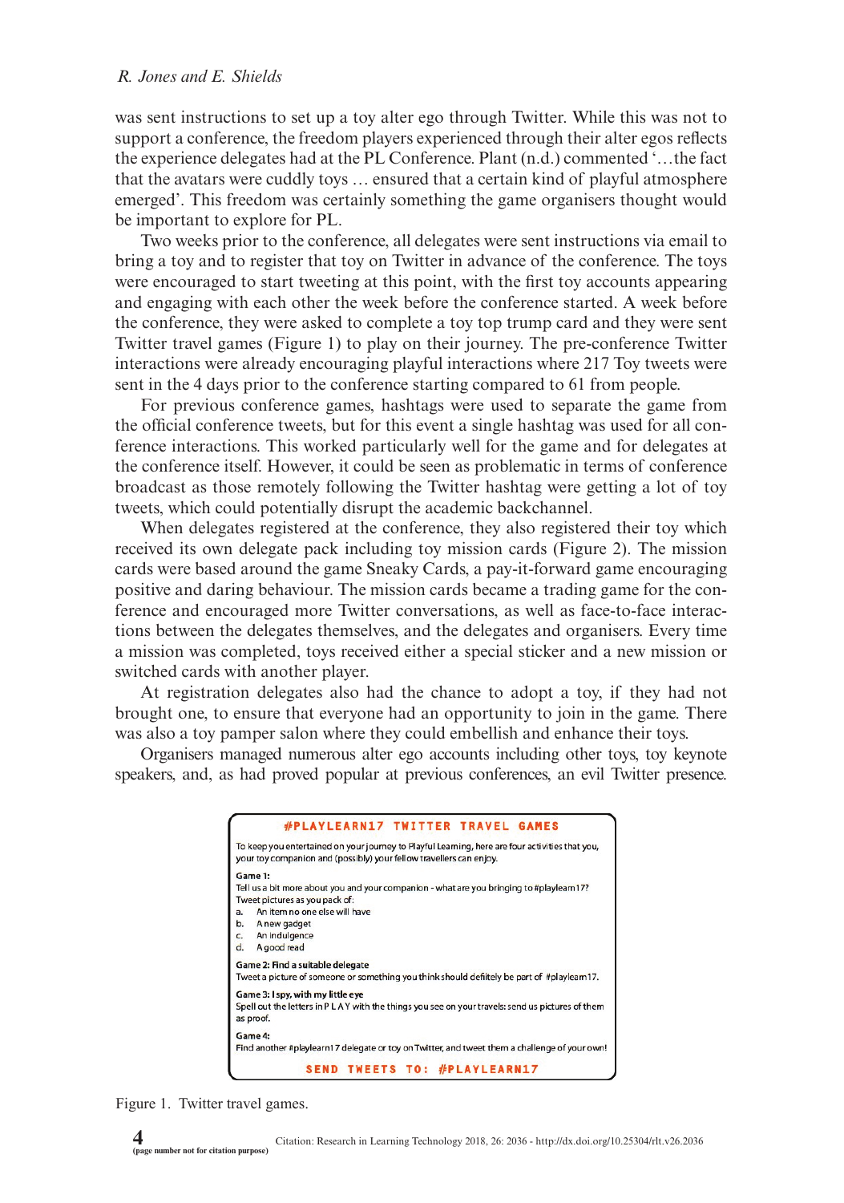was sent instructions to set up a toy alter ego through Twitter. While this was not to support a conference, the freedom players experienced through their alter egos reflects the experience delegates had at the PL Conference. Plant (n.d.) commented '…the fact that the avatars were cuddly toys … ensured that a certain kind of playful atmosphere emerged'. This freedom was certainly something the game organisers thought would be important to explore for PL.

Two weeks prior to the conference, all delegates were sent instructions via email to bring a toy and to register that toy on Twitter in advance of the conference. The toys were encouraged to start tweeting at this point, with the first toy accounts appearing and engaging with each other the week before the conference started. A week before the conference, they were asked to complete a toy top trump card and they were sent Twitter travel games (Figure 1) to play on their journey. The pre-conference Twitter interactions were already encouraging playful interactions where 217 Toy tweets were sent in the 4 days prior to the conference starting compared to 61 from people.

For previous conference games, hashtags were used to separate the game from the official conference tweets, but for this event a single hashtag was used for all conference interactions. This worked particularly well for the game and for delegates at the conference itself. However, it could be seen as problematic in terms of conference broadcast as those remotely following the Twitter hashtag were getting a lot of toy tweets, which could potentially disrupt the academic backchannel.

When delegates registered at the conference, they also registered their toy which received its own delegate pack including toy mission cards (Figure 2). The mission cards were based around the game Sneaky Cards, a pay-it-forward game encouraging positive and daring behaviour. The mission cards became a trading game for the conference and encouraged more Twitter conversations, as well as face-to-face interactions between the delegates themselves, and the delegates and organisers. Every time a mission was completed, toys received either a special sticker and a new mission or switched cards with another player.

At registration delegates also had the chance to adopt a toy, if they had not brought one, to ensure that everyone had an opportunity to join in the game. There was also a toy pamper salon where they could embellish and enhance their toys.

Organisers managed numerous alter ego accounts including other toys, toy keynote speakers, and, as had proved popular at previous conferences, an evil Twitter presence.

**#PLAYLEARN17 TWITTER TRAVEL GAMES**

To keep you entertained on your journey to Playful Learning, here are four activities that you, your toy companion and (possibly) your fellow travellers can enjoy.

**Game 1:**
Tell us a bit more about you and your companion - what are you bringing to #playlearn17? Tweet pictures as you pack of:

a. An item no one else will have
b. A new gadget
c. An indulgence
d. A good read

**Game 2: Find a suitable delegate**
Tweet a picture of someone or something you think should defiitely be part of #playlearn17.

**Game 3: I spy, with my little eye**
Spell out the letters in P L A Y with the things you see on your travels: send us pictures of them as proof.

**Game 4:**
Find another #playlearn17 delegate or toy on Twitter, and tweet them a challenge of your own!

**SEND TWEETS TO: #PLAYLEARN17**

Figure 1. Twitter travel games.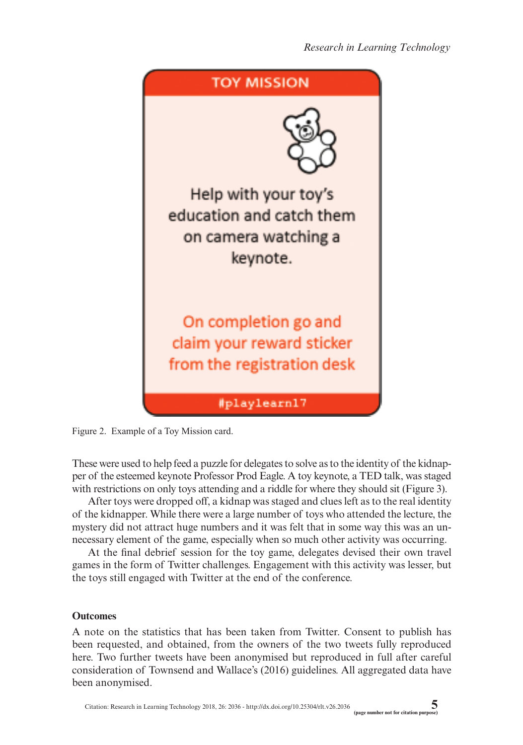Figure 2. Example of a Toy Mission card.

These were used to help feed a puzzle for delegates to solve as to the identity of the kidnapper of the esteemed keynote Professor Prod Eagle. A toy keynote, a TED talk, was staged with restrictions on only toys attending and a riddle for where they should sit (Figure 3).

After toys were dropped off, a kidnap was staged and clues left as to the real identity of the kidnapper. While there were a large number of toys who attended the lecture, the mystery did not attract huge numbers and it was felt that in some way this was an unnecessary element of the game, especially when so much other activity was occurring.

At the final debrief session for the toy game, delegates devised their own travel games in the form of Twitter challenges. Engagement with this activity was lesser, but the toys still engaged with Twitter at the end of the conference.

## Outcomes

A note on the statistics that has been taken from Twitter. Consent to publish has been requested, and obtained, from the owners of the two tweets fully reproduced here. Two further tweets have been anonymised but reproduced in full after careful consideration of Townsend and Wallace's (2016) guidelines. All aggregated data have been anonymised.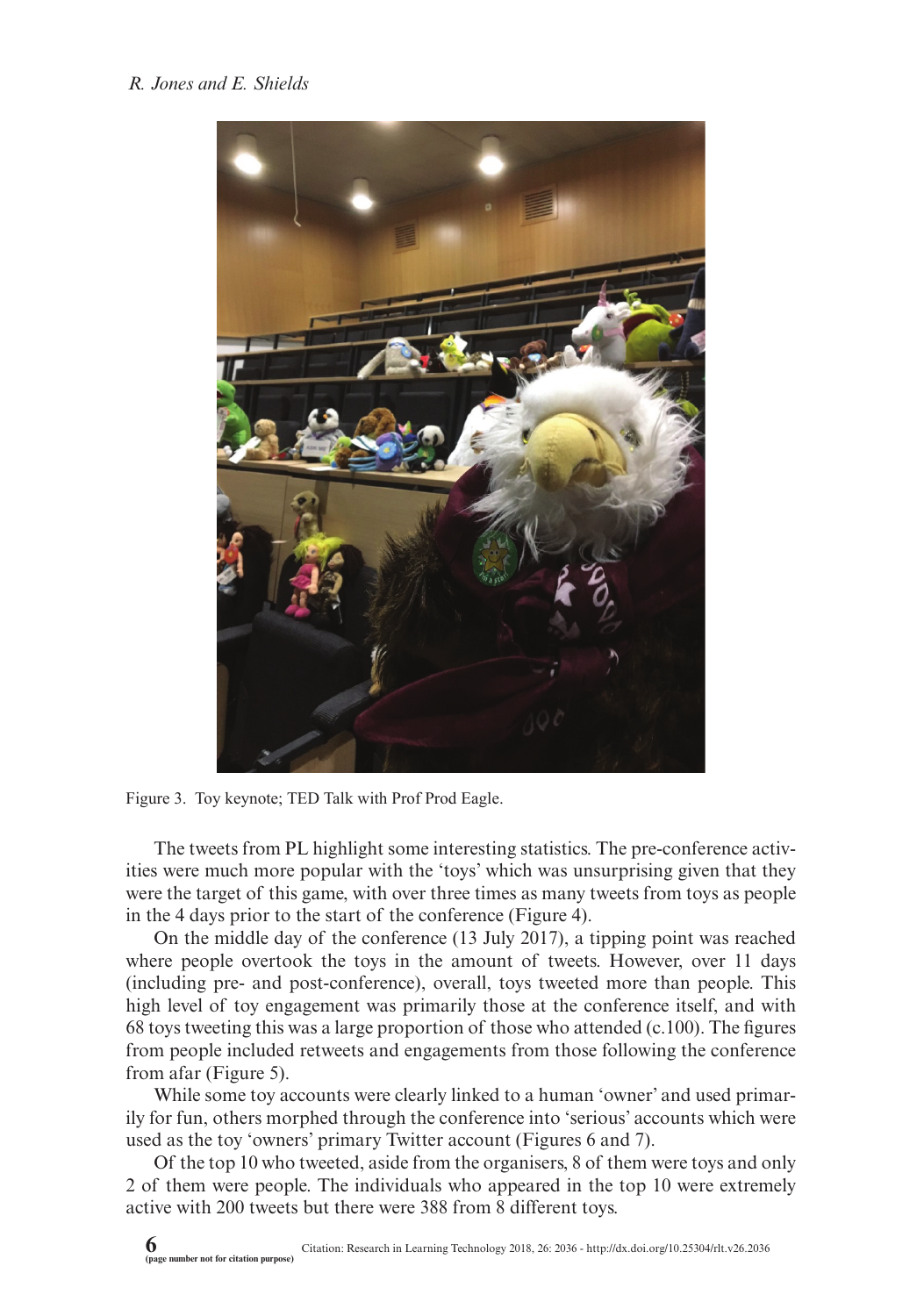Figure 3. Toy keynote; TED Talk with Prof Prod Eagle.

The tweets from PL highlight some interesting statistics. The pre-conference activities were much more popular with the 'toys' which was unsurprising given that they were the target of this game, with over three times as many tweets from toys as people in the 4 days prior to the start of the conference (Figure 4).

On the middle day of the conference (13 July 2017), a tipping point was reached where people overtook the toys in the amount of tweets. However, over 11 days (including pre- and post-conference), overall, toys tweeted more than people. This high level of toy engagement was primarily those at the conference itself, and with 68 toys tweeting this was a large proportion of those who attended (c.100). The figures from people included retweets and engagements from those following the conference from afar (Figure 5).

While some toy accounts were clearly linked to a human 'owner' and used primarily for fun, others morphed through the conference into 'serious' accounts which were used as the toy 'owners' primary Twitter account (Figures 6 and 7).

Of the top 10 who tweeted, aside from the organisers, 8 of them were toys and only 2 of them were people. The individuals who appeared in the top 10 were extremely active with 200 tweets but there were 388 from 8 different toys.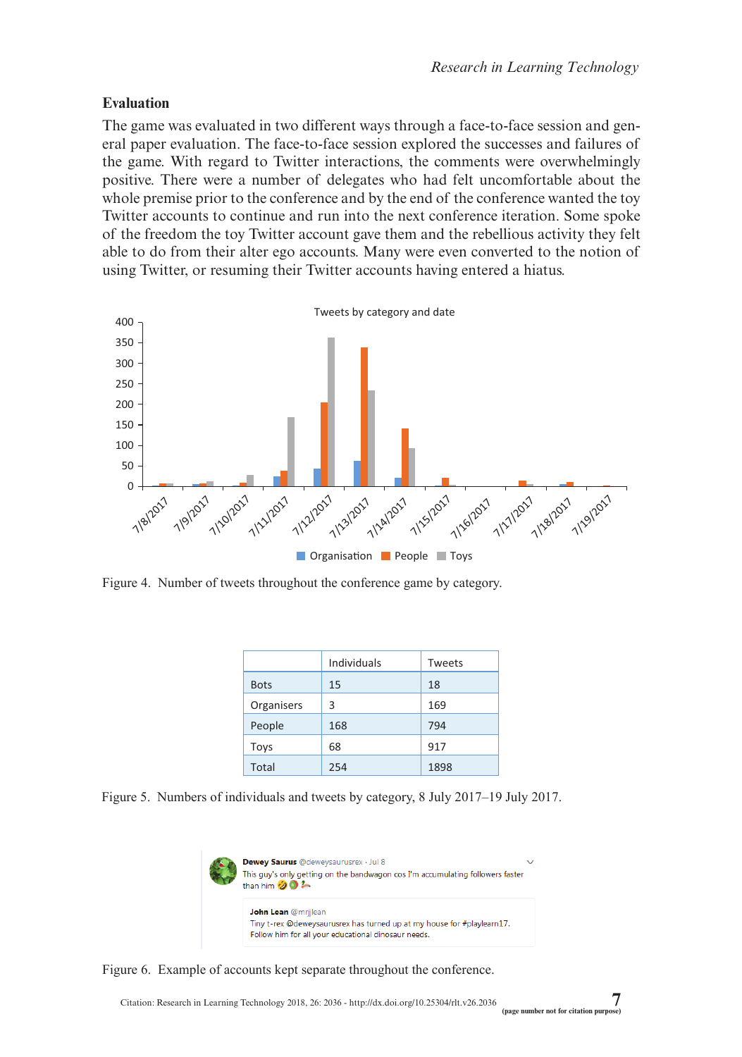## Evaluation

The game was evaluated in two different ways through a face-to-face session and general paper evaluation. The face-to-face session explored the successes and failures of the game. With regard to Twitter interactions, the comments were overwhelmingly positive. There were a number of delegates who had felt uncomfortable about the whole premise prior to the conference and by the end of the conference wanted the toy Twitter accounts to continue and run into the next conference iteration. Some spoke of the freedom the toy Twitter account gave them and the rebellious activity they felt able to do from their alter ego accounts. Many were even converted to the notion of using Twitter, or resuming their Twitter accounts having entered a hiatus.

Figure 4. Number of tweets throughout the conference game by category.

| | Individuals | Tweets |
|---|---|---|
| Bots | 15 | 18 |
| Organisers | 3 | 169 |
| People | 168 | 794 |
| Toys | 68 | 917 |
| Total | 254 | 1898 |

Figure 5. Numbers of individuals and tweets by category, 8 July 2017–19 July 2017.

Figure 6. Example of accounts kept separate throughout the conference.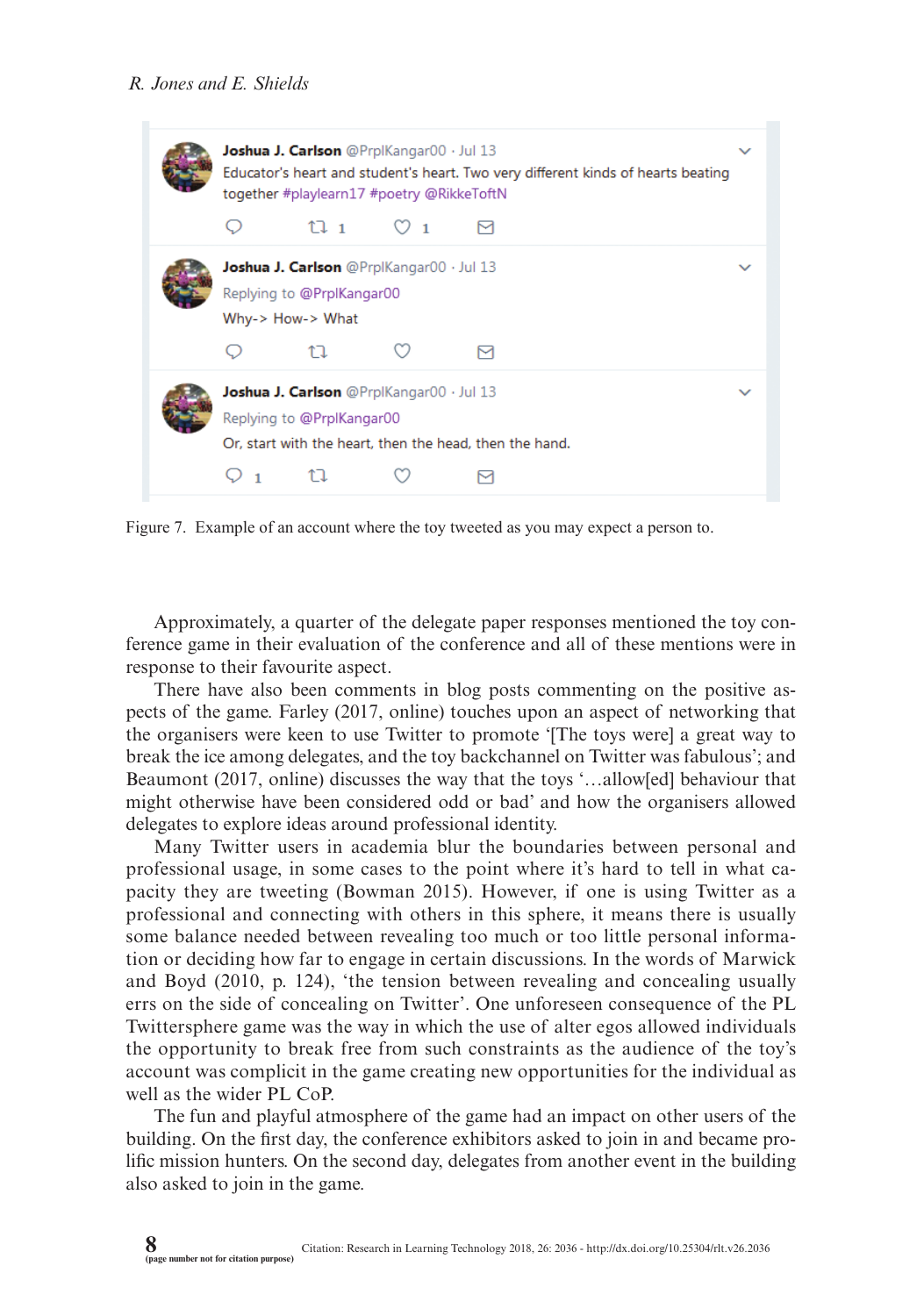Figure 7. Example of an account where the toy tweeted as you may expect a person to.

Approximately, a quarter of the delegate paper responses mentioned the toy conference game in their evaluation of the conference and all of these mentions were in response to their favourite aspect.

There have also been comments in blog posts commenting on the positive aspects of the game. Farley (2017, online) touches upon an aspect of networking that the organisers were keen to use Twitter to promote '[The toys were] a great way to break the ice among delegates, and the toy backchannel on Twitter was fabulous'; and Beaumont (2017, online) discusses the way that the toys '…allow[ed] behaviour that might otherwise have been considered odd or bad' and how the organisers allowed delegates to explore ideas around professional identity.

Many Twitter users in academia blur the boundaries between personal and professional usage, in some cases to the point where it's hard to tell in what capacity they are tweeting (Bowman 2015). However, if one is using Twitter as a professional and connecting with others in this sphere, it means there is usually some balance needed between revealing too much or too little personal information or deciding how far to engage in certain discussions. In the words of Marwick and Boyd (2010, p. 124), 'the tension between revealing and concealing usually errs on the side of concealing on Twitter'. One unforeseen consequence of the PL Twittersphere game was the way in which the use of alter egos allowed individuals the opportunity to break free from such constraints as the audience of the toy's account was complicit in the game creating new opportunities for the individual as well as the wider PL CoP.

The fun and playful atmosphere of the game had an impact on other users of the building. On the first day, the conference exhibitors asked to join in and became prolific mission hunters. On the second day, delegates from another event in the building also asked to join in the game.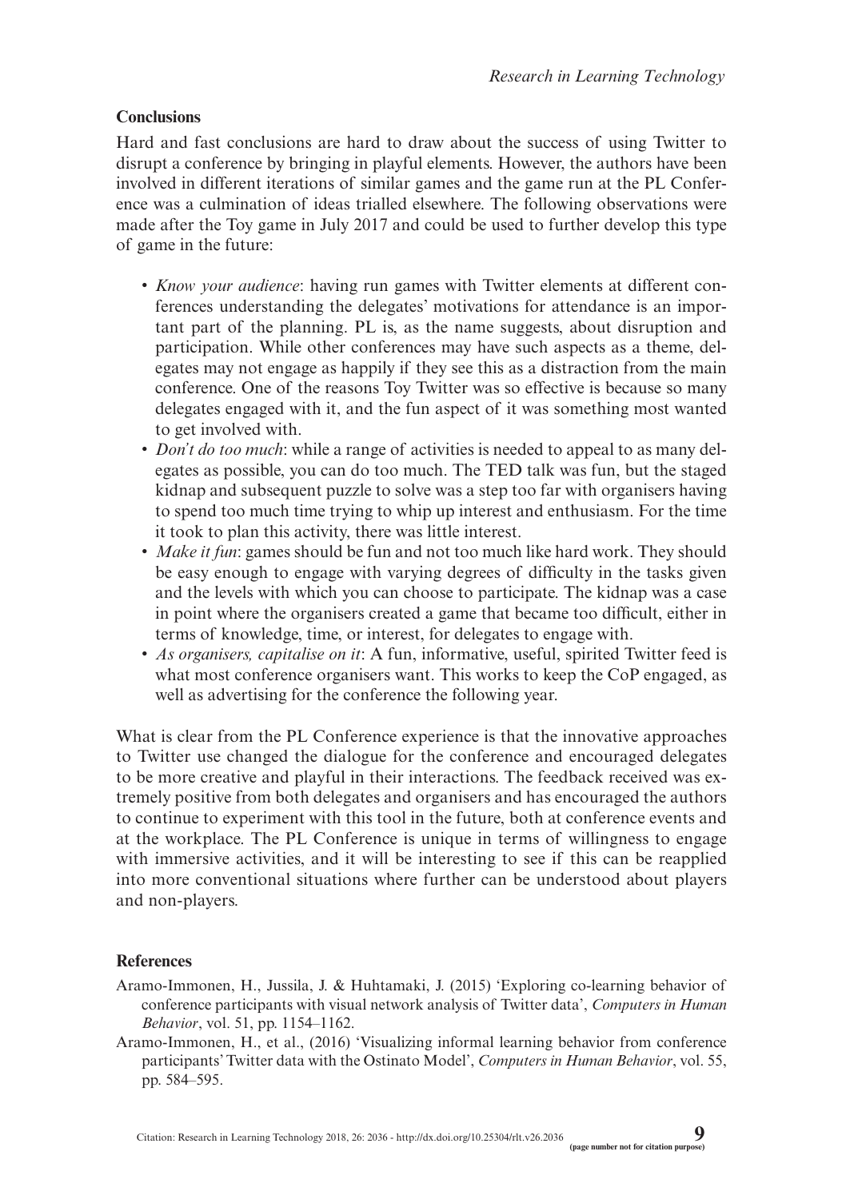## Conclusions

Hard and fast conclusions are hard to draw about the success of using Twitter to disrupt a conference by bringing in playful elements. However, the authors have been involved in different iterations of similar games and the game run at the PL Conference was a culmination of ideas trialled elsewhere. The following observations were made after the Toy game in July 2017 and could be used to further develop this type of game in the future:

- *Know your audience*: having run games with Twitter elements at different conferences understanding the delegates' motivations for attendance is an important part of the planning. PL is, as the name suggests, about disruption and participation. While other conferences may have such aspects as a theme, delegates may not engage as happily if they see this as a distraction from the main conference. One of the reasons Toy Twitter was so effective is because so many delegates engaged with it, and the fun aspect of it was something most wanted to get involved with.
- *Don't do too much*: while a range of activities is needed to appeal to as many delegates as possible, you can do too much. The TED talk was fun, but the staged kidnap and subsequent puzzle to solve was a step too far with organisers having to spend too much time trying to whip up interest and enthusiasm. For the time it took to plan this activity, there was little interest.
- *Make it fun*: games should be fun and not too much like hard work. They should be easy enough to engage with varying degrees of difficulty in the tasks given and the levels with which you can choose to participate. The kidnap was a case in point where the organisers created a game that became too difficult, either in terms of knowledge, time, or interest, for delegates to engage with.
- *As organisers, capitalise on it*: A fun, informative, useful, spirited Twitter feed is what most conference organisers want. This works to keep the CoP engaged, as well as advertising for the conference the following year.

What is clear from the PL Conference experience is that the innovative approaches to Twitter use changed the dialogue for the conference and encouraged delegates to be more creative and playful in their interactions. The feedback received was extremely positive from both delegates and organisers and has encouraged the authors to continue to experiment with this tool in the future, both at conference events and at the workplace. The PL Conference is unique in terms of willingness to engage with immersive activities, and it will be interesting to see if this can be reapplied into more conventional situations where further can be understood about players and non-players.

## References

Aramo-Immonen, H., Jussila, J. & Huhtamaki, J. (2015) 'Exploring co-learning behavior of conference participants with visual network analysis of Twitter data', *Computers in Human Behavior*, vol. 51, pp. 1154–1162.

Aramo-Immonen, H., et al., (2016) 'Visualizing informal learning behavior from conference participants' Twitter data with the Ostinato Model', *Computers in Human Behavior*, vol. 55, pp. 584–595.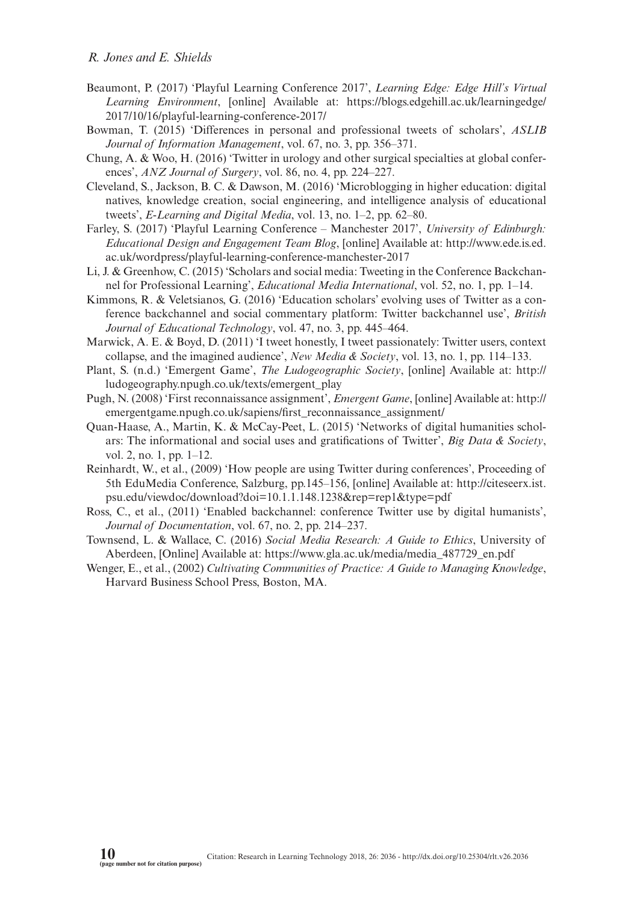Beaumont, P. (2017) 'Playful Learning Conference 2017', *Learning Edge: Edge Hill's Virtual Learning Environment*, [online] Available at: https://blogs.edgehill.ac.uk/learningedge/2017/10/16/playful-learning-conference-2017/

Bowman, T. (2015) 'Differences in personal and professional tweets of scholars', *ASLIB Journal of Information Management*, vol. 67, no. 3, pp. 356–371.

Chung, A. & Woo, H. (2016) 'Twitter in urology and other surgical specialties at global conferences', *ANZ Journal of Surgery*, vol. 86, no. 4, pp. 224–227.

Cleveland, S., Jackson, B. C. & Dawson, M. (2016) 'Microblogging in higher education: digital natives, knowledge creation, social engineering, and intelligence analysis of educational tweets', *E-Learning and Digital Media*, vol. 13, no. 1–2, pp. 62–80.

Farley, S. (2017) 'Playful Learning Conference – Manchester 2017', *University of Edinburgh: Educational Design and Engagement Team Blog*, [online] Available at: http://www.ede.is.ed.ac.uk/wordpress/playful-learning-conference-manchester-2017

Li, J. & Greenhow, C. (2015) 'Scholars and social media: Tweeting in the Conference Backchannel for Professional Learning', *Educational Media International*, vol. 52, no. 1, pp. 1–14.

Kimmons, R. & Veletsianos, G. (2016) 'Education scholars' evolving uses of Twitter as a conference backchannel and social commentary platform: Twitter backchannel use', *British Journal of Educational Technology*, vol. 47, no. 3, pp. 445–464.

Marwick, A. E. & Boyd, D. (2011) 'I tweet honestly, I tweet passionately: Twitter users, context collapse, and the imagined audience', *New Media & Society*, vol. 13, no. 1, pp. 114–133.

Plant, S. (n.d.) 'Emergent Game', *The Ludogeographic Society*, [online] Available at: http://ludogeography.npugh.co.uk/texts/emergent_play

Pugh, N. (2008) 'First reconnaissance assignment', *Emergent Game*, [online] Available at: http://emergentgame.npugh.co.uk/sapiens/first_reconnaissance_assignment/

Quan-Haase, A., Martin, K. & McCay-Peet, L. (2015) 'Networks of digital humanities scholars: The informational and social uses and gratifications of Twitter', *Big Data & Society*, vol. 2, no. 1, pp. 1–12.

Reinhardt, W., et al., (2009) 'How people are using Twitter during conferences', Proceeding of 5th EduMedia Conference, Salzburg, pp.145–156, [online] Available at: http://citeseerx.ist.psu.edu/viewdoc/download?doi=10.1.1.148.1238&rep=rep1&type=pdf

Ross, C., et al., (2011) 'Enabled backchannel: conference Twitter use by digital humanists', *Journal of Documentation*, vol. 67, no. 2, pp. 214–237.

Townsend, L. & Wallace, C. (2016) *Social Media Research: A Guide to Ethics*, University of Aberdeen, [Online] Available at: https://www.gla.ac.uk/media/media_487729_en.pdf

Wenger, E., et al., (2002) *Cultivating Communities of Practice: A Guide to Managing Knowledge*, Harvard Business School Press, Boston, MA.